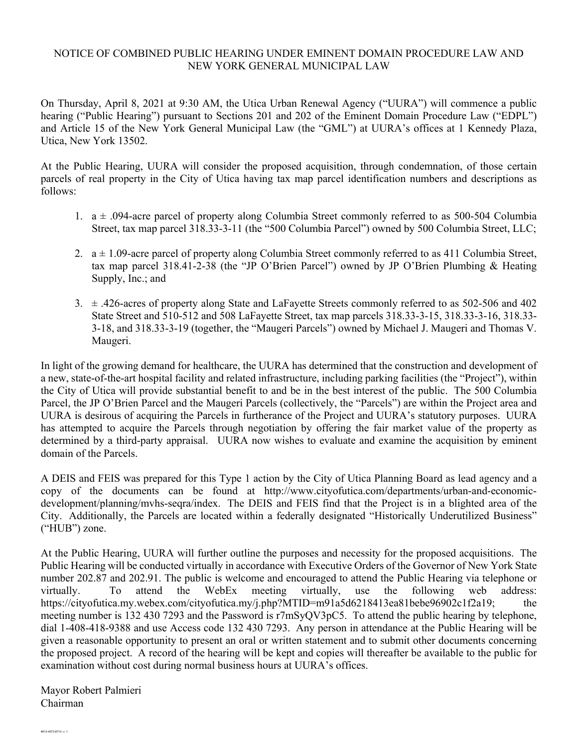# NOTICE OF COMBINED PUBLIC HEARING UNDER EMINENT DOMAIN PROCEDURE LAW AND NEW YORK GENERAL MUNICIPAL LAW

On Thursday, April 8, 2021 at 9:30 AM, the Utica Urban Renewal Agency ("UURA") will commence a public hearing ("Public Hearing") pursuant to Sections 201 and 202 of the Eminent Domain Procedure Law ("EDPL") and Article 15 of the New York General Municipal Law (the "GML") at UURA's offices at 1 Kennedy Plaza, Utica, New York 13502.

At the Public Hearing, UURA will consider the proposed acquisition, through condemnation, of those certain parcels of real property in the City of Utica having tax map parcel identification numbers and descriptions as follows:

1. a ± .094-acre parcel of property along Columbia Street commonly referred to as 500-504 Columbia Street, tax map parcel 318.33-3-11 (the "500 Columbia Parcel") owned by 500 Columbia Street, LLC;
2. a ± 1.09-acre parcel of property along Columbia Street commonly referred to as 411 Columbia Street, tax map parcel 318.41-2-38 (the "JP O'Brien Parcel") owned by JP O'Brien Plumbing & Heating Supply, Inc.; and
3. ± .426-acres of property along State and LaFayette Streets commonly referred to as 502-506 and 402 State Street and 510-512 and 508 LaFayette Street, tax map parcels 318.33-3-15, 318.33-3-16, 318.33-3-18, and 318.33-3-19 (together, the "Maugeri Parcels") owned by Michael J. Maugeri and Thomas V. Maugeri.

In light of the growing demand for healthcare, the UURA has determined that the construction and development of a new, state-of-the-art hospital facility and related infrastructure, including parking facilities (the "Project"), within the City of Utica will provide substantial benefit to and be in the best interest of the public. The 500 Columbia Parcel, the JP O'Brien Parcel and the Maugeri Parcels (collectively, the "Parcels") are within the Project area and UURA is desirous of acquiring the Parcels in furtherance of the Project and UURA's statutory purposes. UURA has attempted to acquire the Parcels through negotiation by offering the fair market value of the property as determined by a third-party appraisal. UURA now wishes to evaluate and examine the acquisition by eminent domain of the Parcels.

A DEIS and FEIS was prepared for this Type 1 action by the City of Utica Planning Board as lead agency and a copy of the documents can be found at http://www.cityofutica.com/departments/urban-and-economic-development/planning/mvhs-seqra/index. The DEIS and FEIS find that the Project is in a blighted area of the City. Additionally, the Parcels are located within a federally designated "Historically Underutilized Business" ("HUB") zone.

At the Public Hearing, UURA will further outline the purposes and necessity for the proposed acquisitions. The Public Hearing will be conducted virtually in accordance with Executive Orders of the Governor of New York State number 202.87 and 202.91. The public is welcome and encouraged to attend the Public Hearing via telephone or virtually. To attend the WebEx meeting virtually, use the following web address: https://cityofutica.my.webex.com/cityofutica.my/j.php?MTID=m91a5d6218413ea81bebe96902c1f2a19; the meeting number is 132 430 7293 and the Password is r7mSyQV3pC5. To attend the public hearing by telephone, dial 1-408-418-9388 and use Access code 132 430 7293. Any person in attendance at the Public Hearing will be given a reasonable opportunity to present an oral or written statement and to submit other documents concerning the proposed project. A record of the hearing will be kept and copies will thereafter be available to the public for examination without cost during normal business hours at UURA's offices.

Mayor Robert Palmieri
Chairman

4813-4573-8714, v. 1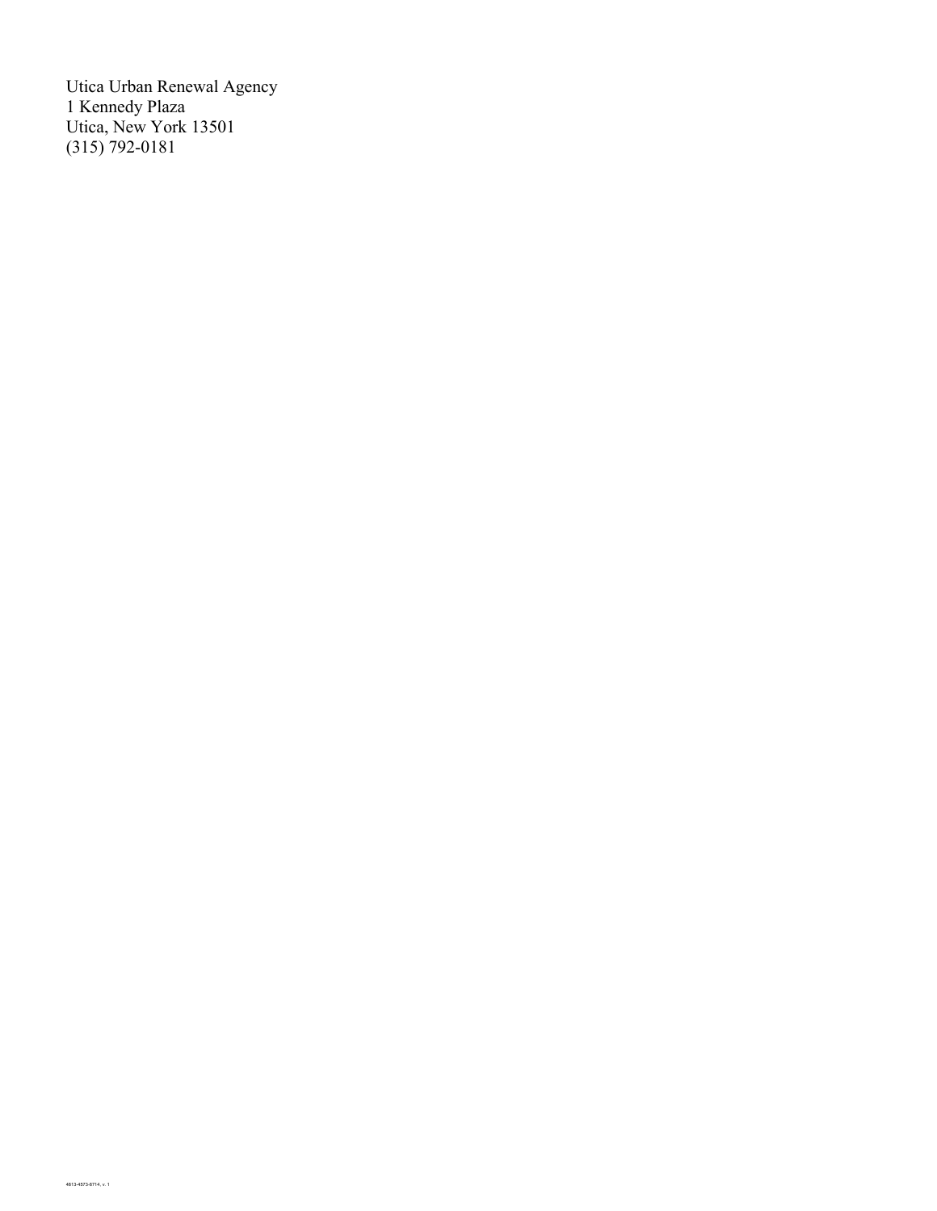Utica Urban Renewal Agency
1 Kennedy Plaza
Utica, New York 13501
(315) 792-0181